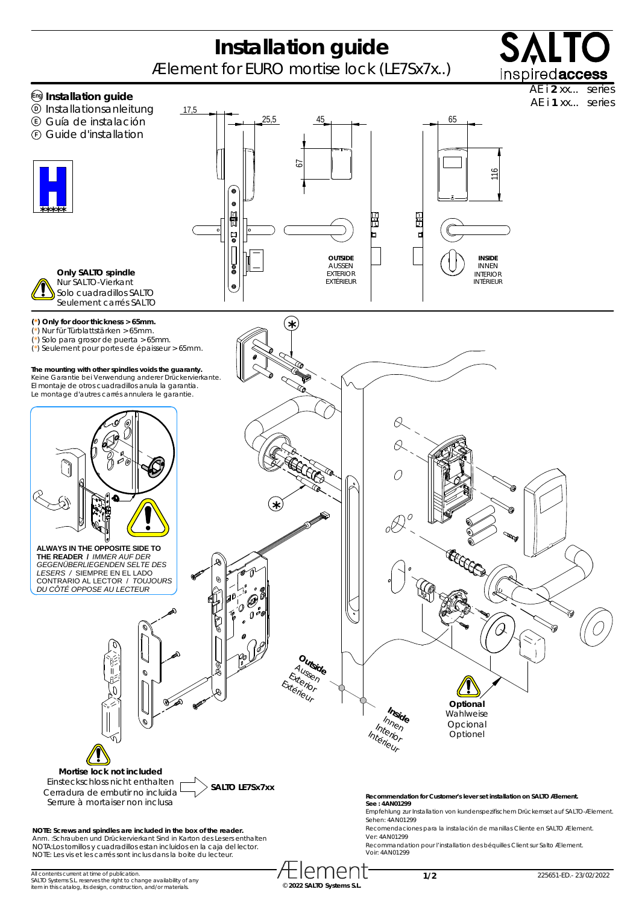# Installation guide

Ælement for EURO mortise lock (LE7Sx7x..)

AE i **2** xx... series
AE i **1** xx... series

**Installation guide**
Installationsanleitung
Guía de instalación
Guide d'installation

**Only SALTO spindle**
Nur SALTO-Vierkant
Solo cuadradillos SALTO
Seulement carrés SALTO

17,5 — 25,5 — 45 — 65 — 67 — 116

**OUTSIDE**
AUSSEN
EXTERIOR
EXTÉRIEUR

**INSIDE**
INNEN
INTERIOR
INTÉRIEUR

**(*) Only for door thickness > 65mm.**
(*) Nur für Türblattstärken > 65mm.
(*) Solo para grosor de puerta > 65mm.
(*) Seulement pour portes de épaisseur > 65mm.

**The mounting with other spindles voids the guaranty.**
Keine Garantie bei Verwendung anderer Drückervierkante.
El montaje de otros cuadradillos anula la garantia.
Le montage d'autres carrés annulera le garantie.

**ALWAYS IN THE OPPOSITE SIDE TO THE READER** / *IMMER AUF DER GEGENÜBERLIEGENDEN SELTE DES LESERS* / SIEMPRE EN EL LADO CONTRARIO AL LECTOR / *TOUJOURS DU CÔTÉ OPPOSE AU LECTEUR*

**Outside**
Aussen
Exterior
Extérieur

**Inside**
Innen
Interior
Intérieur

**Optional**
Wahlweise
Opcional
Optionel

**Mortise lock not included**
Einsteckschloss nicht enthalten
Cerradura de embutir no incluida
Serrure à mortaiser non inclusa

SALTO LE7Sx7xx

**NOTE: Screws and spindles are included in the box of the reader.**
Anm. :Schrauben und Drückervierkant Sind in Karton des Lesers enthalten
NOTA:Los tornillos y cuadradillos estan incluidos en la caja del lector.
NOTE: Les vis et les carrés sont inclus dans la boîte du lecteur.

**Recommendation for Customer's lever set installation on SALTO Ælement.**
**See : 4AN01299**
Empfehlung zur Installation von kundenspezifischem Drückerset auf SALTO-Ælement.
Sehen: 4AN01299
Recomendaciones para la instalación de manillas Cliente en SALTO Ælement.
Ver: 4AN01299
Recommandation pour l'installation des béquilles Client sur Salto Ælement.
Voir: 4AN01299

All contents current at time of publication.
SALTO Systems S.L. reserves the right to change availability of any item in this catalog, its design, construction, and/or materials.

© 2022 SALTO Systems S.L.

225651-ED.- 23/02/2022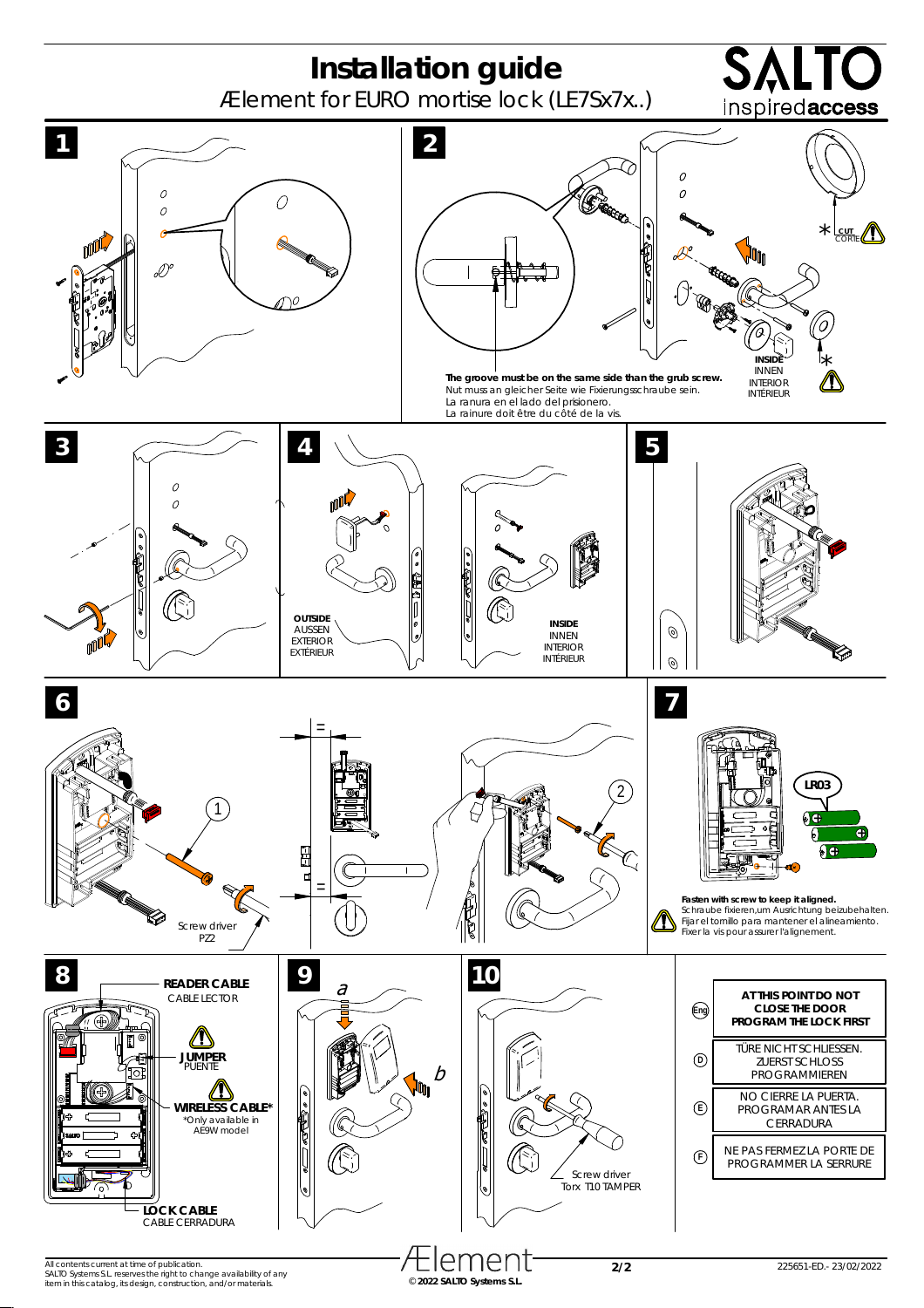# Installation guide

Ælement for EURO mortise lock (LE7Sx7x..)

SALTO inspiredaccess

## 1

## 2

CUT
CORTE

INSIDE
INNEN
INTERIOR
INTÉRIEUR

**The groove must be on the same side than the grub screw.**
Nut muss an gleicher Seite wie Fixierungsschraube sein.
La ranura en el lado del prisionero.
La rainure doit être du côté de la vis.

## 3

## 4

OUTSIDE
AUSSEN
EXTERIOR
EXTÉRIEUR

INSIDE
INNEN
INTERIOR
INTÉRIEUR

## 5

## 6

1

2

Screw driver
PZ2

## 7

LR03

**Fasten with screw to keep it aligned.**
Schraube fixieren,um Ausrichtung beizubehalten.
Fijar el tornillo para mantener el alineamiento.
Fixer la vis pour assurer l'alignement.

## 8

**READER CABLE**
CABLE LECTOR

**JUMPER**
PUENTE

**WIRELESS CABLE***
*Only available in AE9W model

**LOCK CABLE**
CABLE CERRADURA

## 9

a

b

## 10

Screw driver
Torx T10 TAMPER

| | |
|---|---|
| Eng | **AT THIS POINT DO NOT CLOSE THE DOOR PROGRAM THE LOCK FIRST** |
| D | TÜRE NICHT SCHLIESSEN. ZUERST SCHLOSS PROGRAMMIEREN |
| E | NO CIERRE LA PUERTA. PROGRAMAR ANTES LA CERRADURA |
| F | NE PAS FERMEZ LA PORTE DE PROGRAMMER LA SERRURE |

All contents current at time of publication.
SALTO Systems S.L. reserves the right to change availability of any item in this catalog, its design, construction, and/or materials.

Ælement
© 2022 SALTO Systems S.L.

225651-ED.- 23/02/2022